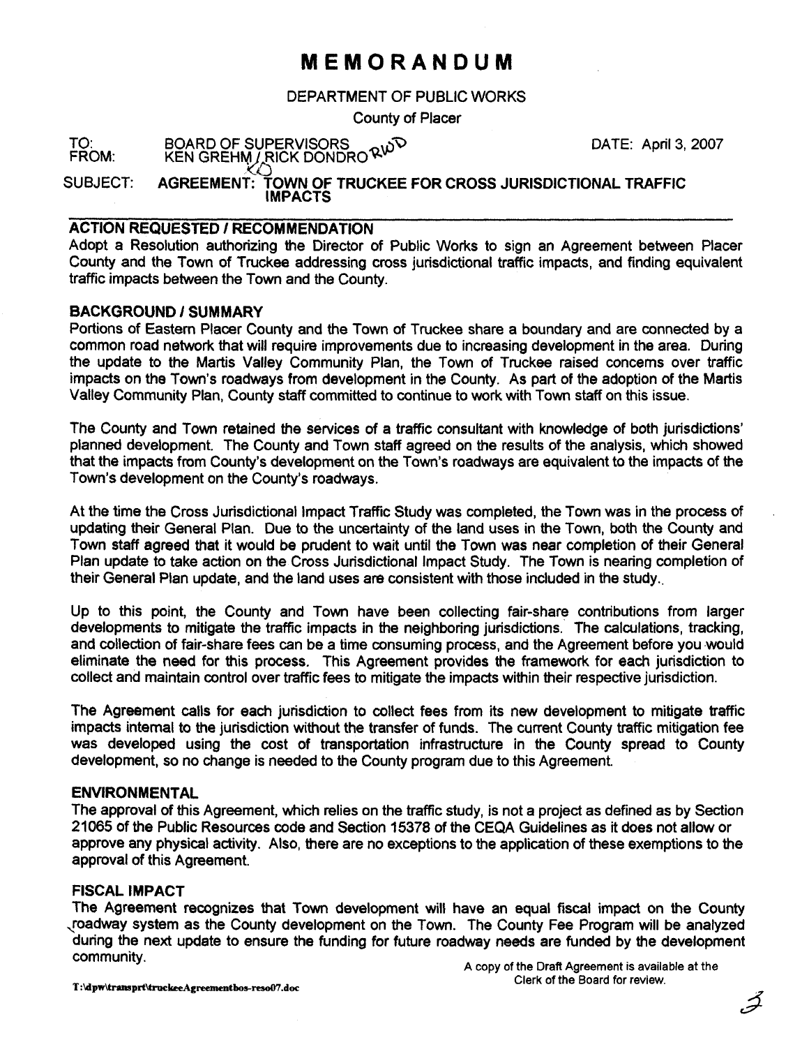# MEMORANDUM

DEPARTMENT OF PUBLIC WORKS

County of Placer

TO: BOARD OF SUPERVISORS
FROM: KEN GREHM / RICK DONDRO

DATE: April 3, 2007

SUBJECT: **AGREEMENT: TOWN OF TRUCKEE FOR CROSS JURISDICTIONAL TRAFFIC IMPACTS**

## ACTION REQUESTED / RECOMMENDATION

Adopt a Resolution authorizing the Director of Public Works to sign an Agreement between Placer County and the Town of Truckee addressing cross jurisdictional traffic impacts, and finding equivalent traffic impacts between the Town and the County.

## BACKGROUND / SUMMARY

Portions of Eastern Placer County and the Town of Truckee share a boundary and are connected by a common road network that will require improvements due to increasing development in the area. During the update to the Martis Valley Community Plan, the Town of Truckee raised concerns over traffic impacts on the Town's roadways from development in the County. As part of the adoption of the Martis Valley Community Plan, County staff committed to continue to work with Town staff on this issue.

The County and Town retained the services of a traffic consultant with knowledge of both jurisdictions' planned development. The County and Town staff agreed on the results of the analysis, which showed that the impacts from County's development on the Town's roadways are equivalent to the impacts of the Town's development on the County's roadways.

At the time the Cross Jurisdictional Impact Traffic Study was completed, the Town was in the process of updating their General Plan. Due to the uncertainty of the land uses in the Town, both the County and Town staff agreed that it would be prudent to wait until the Town was near completion of their General Plan update to take action on the Cross Jurisdictional Impact Study. The Town is nearing completion of their General Plan update, and the land uses are consistent with those included in the study.

Up to this point, the County and Town have been collecting fair-share contributions from larger developments to mitigate the traffic impacts in the neighboring jurisdictions. The calculations, tracking, and collection of fair-share fees can be a time consuming process, and the Agreement before you would eliminate the need for this process. This Agreement provides the framework for each jurisdiction to collect and maintain control over traffic fees to mitigate the impacts within their respective jurisdiction.

The Agreement calls for each jurisdiction to collect fees from its new development to mitigate traffic impacts internal to the jurisdiction without the transfer of funds. The current County traffic mitigation fee was developed using the cost of transportation infrastructure in the County spread to County development, so no change is needed to the County program due to this Agreement.

## ENVIRONMENTAL

The approval of this Agreement, which relies on the traffic study, is not a project as defined as by Section 21065 of the Public Resources code and Section 15378 of the CEQA Guidelines as it does not allow or approve any physical activity. Also, there are no exceptions to the application of these exemptions to the approval of this Agreement.

## FISCAL IMPACT

The Agreement recognizes that Town development will have an equal fiscal impact on the County roadway system as the County development on the Town. The County Fee Program will be analyzed during the next update to ensure the funding for future roadway needs are funded by the development community.

A copy of the Draft Agreement is available at the Clerk of the Board for review.

T:\dpw\transprt\truckeeAgreementbos-reso07.doc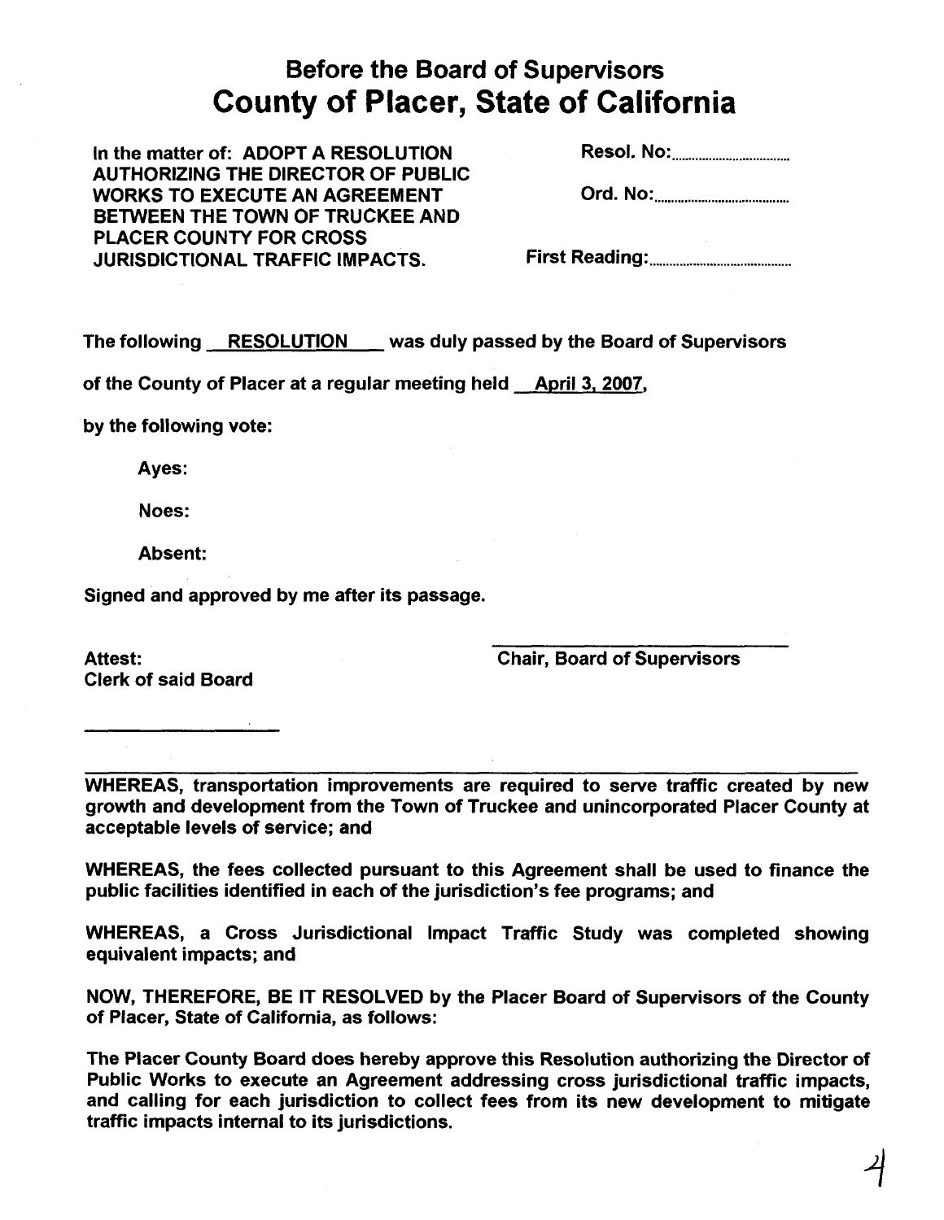# Before the Board of Supervisors
# County of Placer, State of California

**In the matter of: ADOPT A RESOLUTION AUTHORIZING THE DIRECTOR OF PUBLIC WORKS TO EXECUTE AN AGREEMENT BETWEEN THE TOWN OF TRUCKEE AND PLACER COUNTY FOR CROSS JURISDICTIONAL TRAFFIC IMPACTS.**

**Resol. No:..............................**

**Ord. No:..............................**

**First Reading:..............................**

**The following __RESOLUTION__ was duly passed by the Board of Supervisors of the County of Placer at a regular meeting held __April 3, 2007__,**

**by the following vote:**

**Ayes:**

**Noes:**

**Absent:**

**Signed and approved by me after its passage.**

**Attest:**
**Clerk of said Board**

\_\_\_\_\_\_\_\_\_\_\_\_\_\_\_\_\_\_\_\_

\_\_\_\_\_\_\_\_\_\_\_\_\_\_\_\_\_\_\_\_\_\_\_\_\_\_\_\_
**Chair, Board of Supervisors**

---

**WHEREAS, transportation improvements are required to serve traffic created by new growth and development from the Town of Truckee and unincorporated Placer County at acceptable levels of service; and**

**WHEREAS, the fees collected pursuant to this Agreement shall be used to finance the public facilities identified in each of the jurisdiction's fee programs; and**

**WHEREAS, a Cross Jurisdictional Impact Traffic Study was completed showing equivalent impacts; and**

**NOW, THEREFORE, BE IT RESOLVED by the Placer Board of Supervisors of the County of Placer, State of California, as follows:**

**The Placer County Board does hereby approve this Resolution authorizing the Director of Public Works to execute an Agreement addressing cross jurisdictional traffic impacts, and calling for each jurisdiction to collect fees from its new development to mitigate traffic impacts internal to its jurisdictions.**